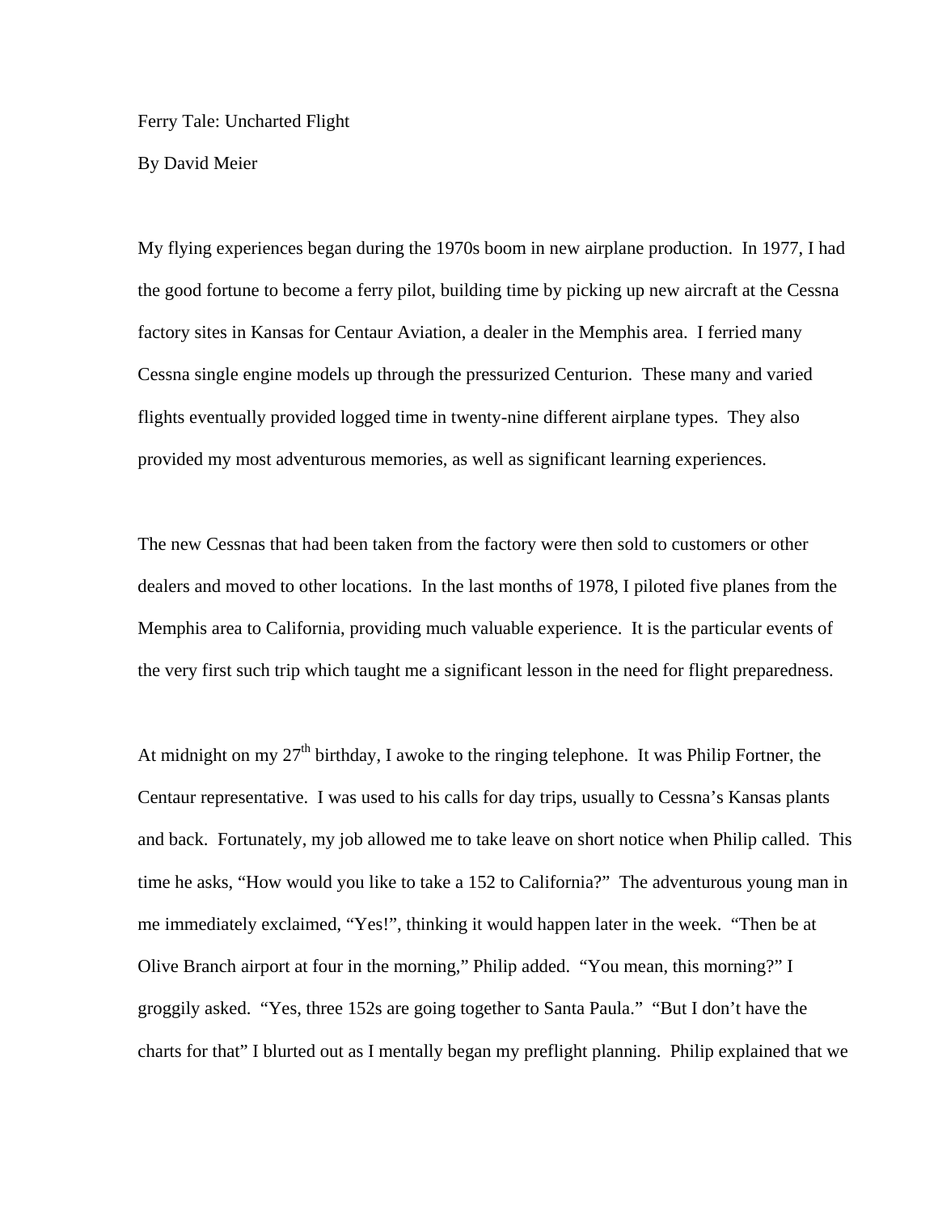Ferry Tale: Uncharted Flight

By David Meier

My flying experiences began during the 1970s boom in new airplane production. In 1977, I had the good fortune to become a ferry pilot, building time by picking up new aircraft at the Cessna factory sites in Kansas for Centaur Aviation, a dealer in the Memphis area. I ferried many Cessna single engine models up through the pressurized Centurion. These many and varied flights eventually provided logged time in twenty-nine different airplane types. They also provided my most adventurous memories, as well as significant learning experiences.

The new Cessnas that had been taken from the factory were then sold to customers or other dealers and moved to other locations. In the last months of 1978, I piloted five planes from the Memphis area to California, providing much valuable experience. It is the particular events of the very first such trip which taught me a significant lesson in the need for flight preparedness.

At midnight on my 27th birthday, I awoke to the ringing telephone. It was Philip Fortner, the Centaur representative. I was used to his calls for day trips, usually to Cessna's Kansas plants and back. Fortunately, my job allowed me to take leave on short notice when Philip called. This time he asks, "How would you like to take a 152 to California?" The adventurous young man in me immediately exclaimed, "Yes!", thinking it would happen later in the week. "Then be at Olive Branch airport at four in the morning," Philip added. "You mean, this morning?" I groggily asked. "Yes, three 152s are going together to Santa Paula." "But I don't have the charts for that" I blurted out as I mentally began my preflight planning. Philip explained that we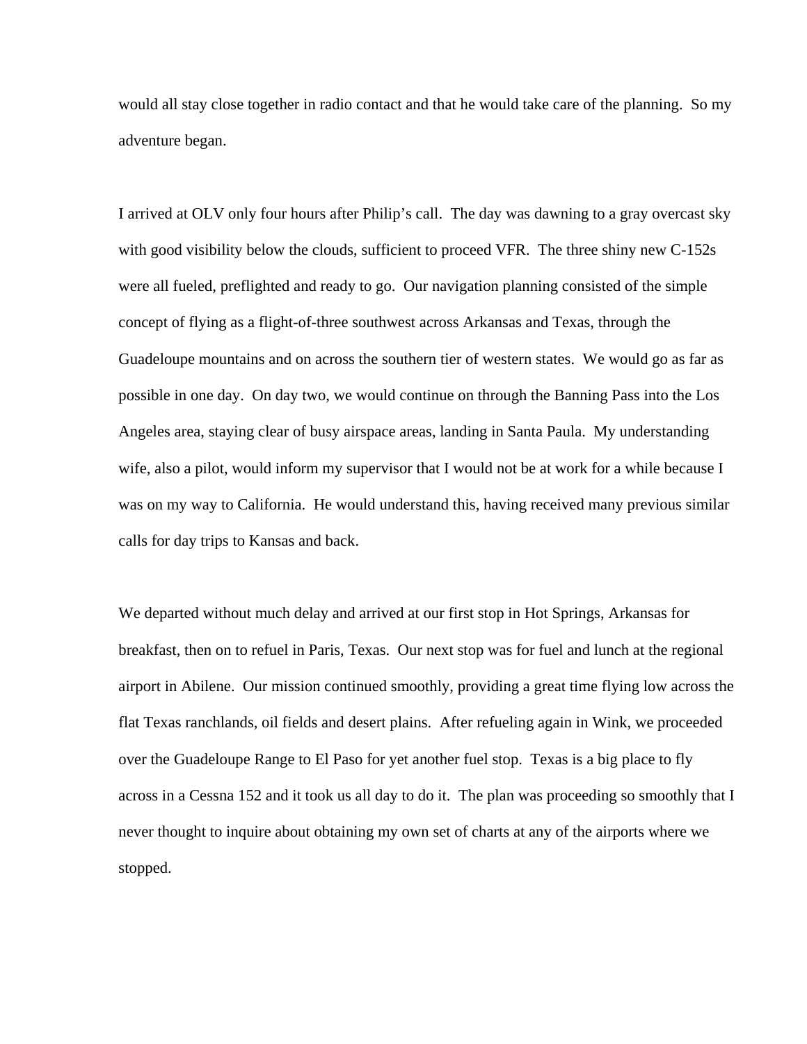would all stay close together in radio contact and that he would take care of the planning.  So my adventure began.

I arrived at OLV only four hours after Philip's call.  The day was dawning to a gray overcast sky with good visibility below the clouds, sufficient to proceed VFR.  The three shiny new C-152s were all fueled, preflighted and ready to go.  Our navigation planning consisted of the simple concept of flying as a flight-of-three southwest across Arkansas and Texas, through the Guadeloupe mountains and on across the southern tier of western states.  We would go as far as possible in one day.  On day two, we would continue on through the Banning Pass into the Los Angeles area, staying clear of busy airspace areas, landing in Santa Paula.  My understanding wife, also a pilot, would inform my supervisor that I would not be at work for a while because I was on my way to California.  He would understand this, having received many previous similar calls for day trips to Kansas and back.

We departed without much delay and arrived at our first stop in Hot Springs, Arkansas for breakfast, then on to refuel in Paris, Texas.  Our next stop was for fuel and lunch at the regional airport in Abilene.  Our mission continued smoothly, providing a great time flying low across the flat Texas ranchlands, oil fields and desert plains.  After refueling again in Wink, we proceeded over the Guadeloupe Range to El Paso for yet another fuel stop.  Texas is a big place to fly across in a Cessna 152 and it took us all day to do it.  The plan was proceeding so smoothly that I never thought to inquire about obtaining my own set of charts at any of the airports where we stopped.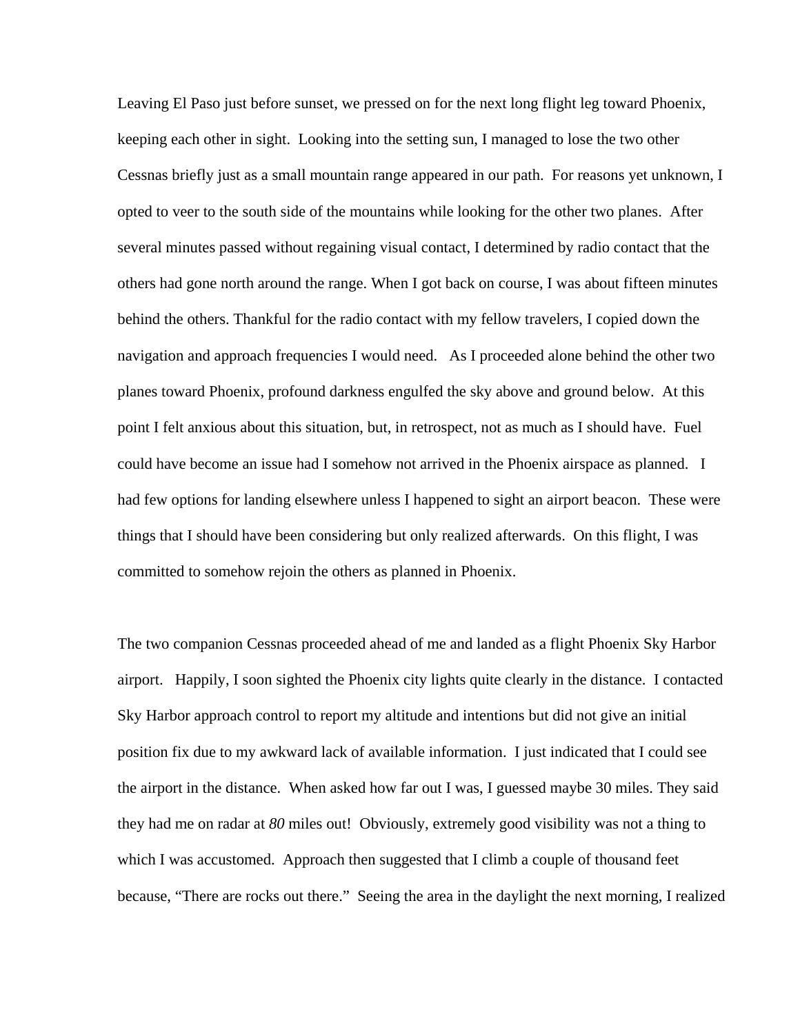Leaving El Paso just before sunset, we pressed on for the next long flight leg toward Phoenix, keeping each other in sight. Looking into the setting sun, I managed to lose the two other Cessnas briefly just as a small mountain range appeared in our path. For reasons yet unknown, I opted to veer to the south side of the mountains while looking for the other two planes. After several minutes passed without regaining visual contact, I determined by radio contact that the others had gone north around the range. When I got back on course, I was about fifteen minutes behind the others. Thankful for the radio contact with my fellow travelers, I copied down the navigation and approach frequencies I would need. As I proceeded alone behind the other two planes toward Phoenix, profound darkness engulfed the sky above and ground below. At this point I felt anxious about this situation, but, in retrospect, not as much as I should have. Fuel could have become an issue had I somehow not arrived in the Phoenix airspace as planned. I had few options for landing elsewhere unless I happened to sight an airport beacon. These were things that I should have been considering but only realized afterwards. On this flight, I was committed to somehow rejoin the others as planned in Phoenix.

The two companion Cessnas proceeded ahead of me and landed as a flight Phoenix Sky Harbor airport. Happily, I soon sighted the Phoenix city lights quite clearly in the distance. I contacted Sky Harbor approach control to report my altitude and intentions but did not give an initial position fix due to my awkward lack of available information. I just indicated that I could see the airport in the distance. When asked how far out I was, I guessed maybe 30 miles. They said they had me on radar at *80* miles out! Obviously, extremely good visibility was not a thing to which I was accustomed. Approach then suggested that I climb a couple of thousand feet because, "There are rocks out there." Seeing the area in the daylight the next morning, I realized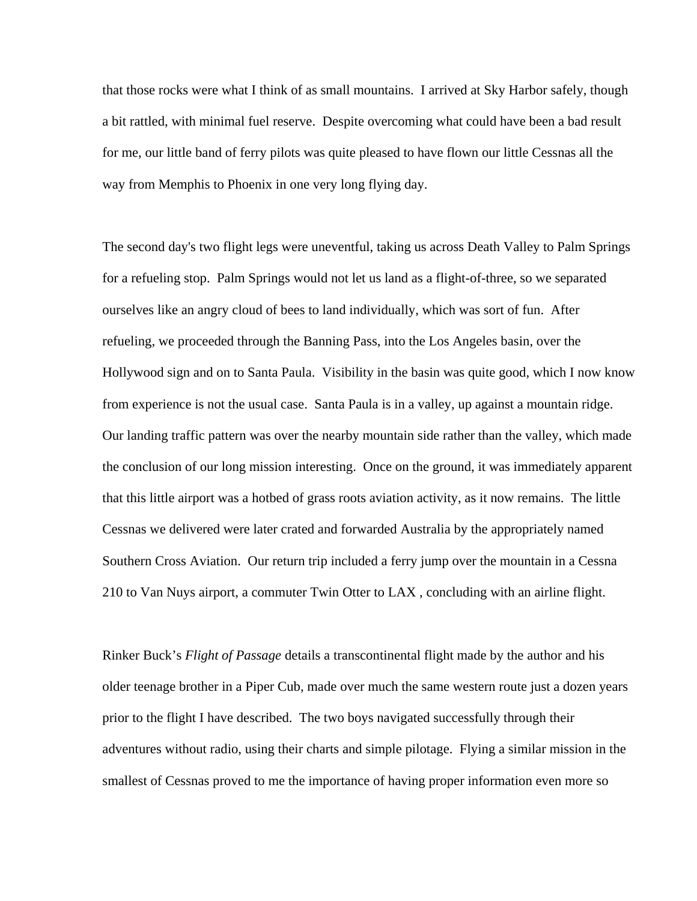that those rocks were what I think of as small mountains. I arrived at Sky Harbor safely, though a bit rattled, with minimal fuel reserve. Despite overcoming what could have been a bad result for me, our little band of ferry pilots was quite pleased to have flown our little Cessnas all the way from Memphis to Phoenix in one very long flying day.

The second day's two flight legs were uneventful, taking us across Death Valley to Palm Springs for a refueling stop. Palm Springs would not let us land as a flight-of-three, so we separated ourselves like an angry cloud of bees to land individually, which was sort of fun. After refueling, we proceeded through the Banning Pass, into the Los Angeles basin, over the Hollywood sign and on to Santa Paula. Visibility in the basin was quite good, which I now know from experience is not the usual case. Santa Paula is in a valley, up against a mountain ridge. Our landing traffic pattern was over the nearby mountain side rather than the valley, which made the conclusion of our long mission interesting. Once on the ground, it was immediately apparent that this little airport was a hotbed of grass roots aviation activity, as it now remains. The little Cessnas we delivered were later crated and forwarded Australia by the appropriately named Southern Cross Aviation. Our return trip included a ferry jump over the mountain in a Cessna 210 to Van Nuys airport, a commuter Twin Otter to LAX , concluding with an airline flight.

Rinker Buck's *Flight of Passage* details a transcontinental flight made by the author and his older teenage brother in a Piper Cub, made over much the same western route just a dozen years prior to the flight I have described. The two boys navigated successfully through their adventures without radio, using their charts and simple pilotage. Flying a similar mission in the smallest of Cessnas proved to me the importance of having proper information even more so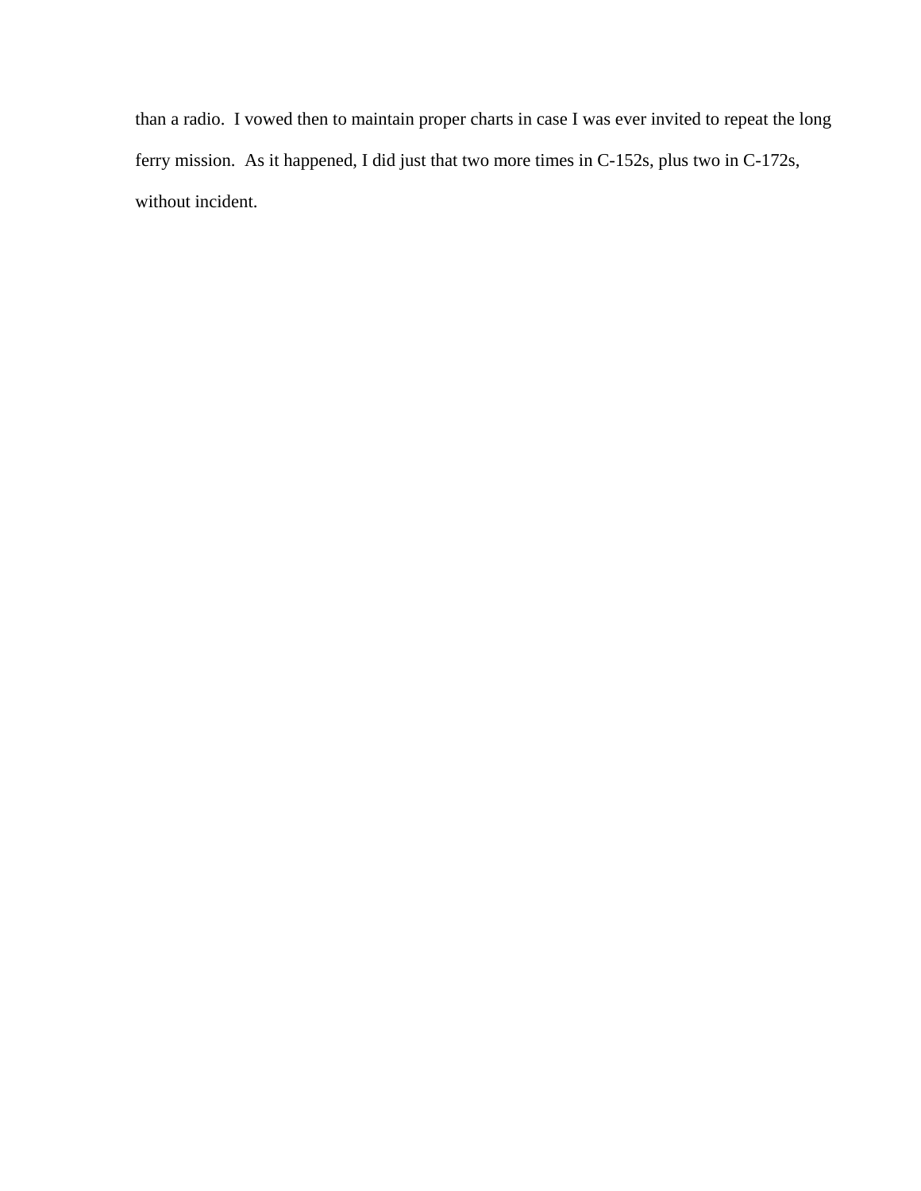than a radio.  I vowed then to maintain proper charts in case I was ever invited to repeat the long ferry mission.  As it happened, I did just that two more times in C-152s, plus two in C-172s, without incident.